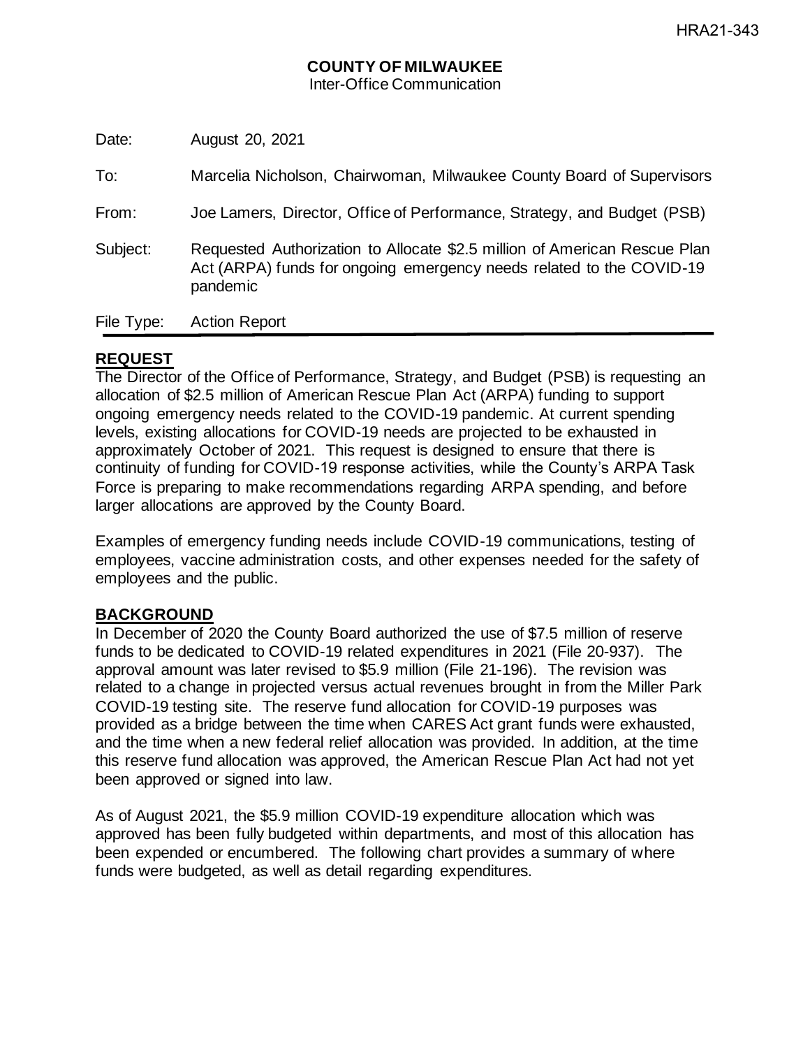HRA21-343

**COUNTY OF MILWAUKEE**
Inter-Office Communication

| | |
|---|---|
| Date: | August 20, 2021 |
| To: | Marcelia Nicholson, Chairwoman, Milwaukee County Board of Supervisors |
| From: | Joe Lamers, Director, Office of Performance, Strategy, and Budget (PSB) |
| Subject: | Requested Authorization to Allocate $2.5 million of American Rescue Plan Act (ARPA) funds for ongoing emergency needs related to the COVID-19 pandemic |
| File Type: | Action Report |

## REQUEST

The Director of the Office of Performance, Strategy, and Budget (PSB) is requesting an allocation of $2.5 million of American Rescue Plan Act (ARPA) funding to support ongoing emergency needs related to the COVID-19 pandemic. At current spending levels, existing allocations for COVID-19 needs are projected to be exhausted in approximately October of 2021. This request is designed to ensure that there is continuity of funding for COVID-19 response activities, while the County's ARPA Task Force is preparing to make recommendations regarding ARPA spending, and before larger allocations are approved by the County Board.

Examples of emergency funding needs include COVID-19 communications, testing of employees, vaccine administration costs, and other expenses needed for the safety of employees and the public.

## BACKGROUND

In December of 2020 the County Board authorized the use of $7.5 million of reserve funds to be dedicated to COVID-19 related expenditures in 2021 (File 20-937). The approval amount was later revised to $5.9 million (File 21-196). The revision was related to a change in projected versus actual revenues brought in from the Miller Park COVID-19 testing site. The reserve fund allocation for COVID-19 purposes was provided as a bridge between the time when CARES Act grant funds were exhausted, and the time when a new federal relief allocation was provided. In addition, at the time this reserve fund allocation was approved, the American Rescue Plan Act had not yet been approved or signed into law.

As of August 2021, the $5.9 million COVID-19 expenditure allocation which was approved has been fully budgeted within departments, and most of this allocation has been expended or encumbered. The following chart provides a summary of where funds were budgeted, as well as detail regarding expenditures.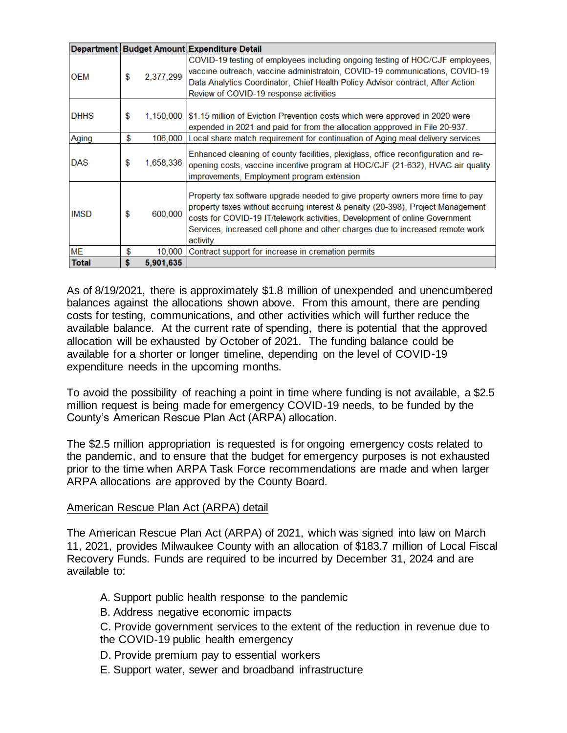| Department | Budget Amount | Expenditure Detail |
|---|---|---|
| OEM | $ 2,377,299 | COVID-19 testing of employees including ongoing testing of HOC/CJF employees, vaccine outreach, vaccine administratoin, COVID-19 communications, COVID-19 Data Analytics Coordinator, Chief Health Policy Advisor contract, After Action Review of COVID-19 response activities |
| DHHS | $ 1,150,000 | $1.15 million of Eviction Prevention costs which were approved in 2020 were expended in 2021 and paid for from the allocation appproved in File 20-937. |
| Aging | $ 106,000 | Local share match requirement for continuation of Aging meal delivery services |
| DAS | $ 1,658,336 | Enhanced cleaning of county facilities, plexiglass, office reconfiguration and re-opening costs, vaccine incentive program at HOC/CJF (21-632), HVAC air quality improvements, Employment program extension |
| IMSD | $ 600,000 | Property tax software upgrade needed to give property owners more time to pay property taxes without accruing interest & penalty (20-398), Project Management costs for COVID-19 IT/telework activities, Development of online Government Services, increased cell phone and other charges due to increased remote work activity |
| ME | $ 10,000 | Contract support for increase in cremation permits |
| **Total** | **$ 5,901,635** | |

As of 8/19/2021, there is approximately $1.8 million of unexpended and unencumbered balances against the allocations shown above. From this amount, there are pending costs for testing, communications, and other activities which will further reduce the available balance. At the current rate of spending, there is potential that the approved allocation will be exhausted by October of 2021. The funding balance could be available for a shorter or longer timeline, depending on the level of COVID-19 expenditure needs in the upcoming months.

To avoid the possibility of reaching a point in time where funding is not available, a $2.5 million request is being made for emergency COVID-19 needs, to be funded by the County's American Rescue Plan Act (ARPA) allocation.

The $2.5 million appropriation is requested is for ongoing emergency costs related to the pandemic, and to ensure that the budget for emergency purposes is not exhausted prior to the time when ARPA Task Force recommendations are made and when larger ARPA allocations are approved by the County Board.

American Rescue Plan Act (ARPA) detail

The American Rescue Plan Act (ARPA) of 2021, which was signed into law on March 11, 2021, provides Milwaukee County with an allocation of $183.7 million of Local Fiscal Recovery Funds. Funds are required to be incurred by December 31, 2024 and are available to:

A. Support public health response to the pandemic
B. Address negative economic impacts
C. Provide government services to the extent of the reduction in revenue due to the COVID-19 public health emergency
D. Provide premium pay to essential workers
E. Support water, sewer and broadband infrastructure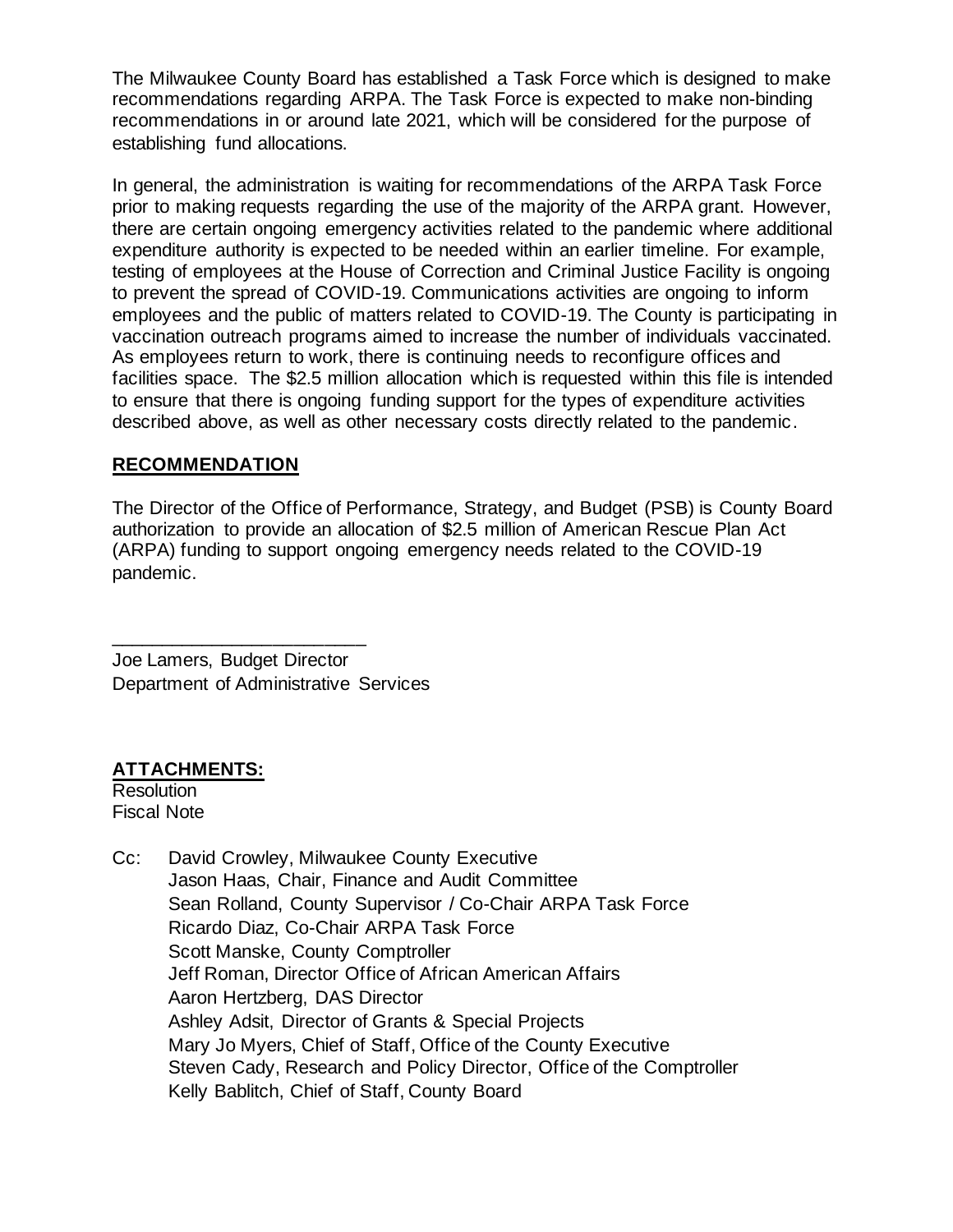The Milwaukee County Board has established a Task Force which is designed to make recommendations regarding ARPA. The Task Force is expected to make non-binding recommendations in or around late 2021, which will be considered for the purpose of establishing fund allocations.

In general, the administration is waiting for recommendations of the ARPA Task Force prior to making requests regarding the use of the majority of the ARPA grant. However, there are certain ongoing emergency activities related to the pandemic where additional expenditure authority is expected to be needed within an earlier timeline. For example, testing of employees at the House of Correction and Criminal Justice Facility is ongoing to prevent the spread of COVID-19. Communications activities are ongoing to inform employees and the public of matters related to COVID-19. The County is participating in vaccination outreach programs aimed to increase the number of individuals vaccinated. As employees return to work, there is continuing needs to reconfigure offices and facilities space. The $2.5 million allocation which is requested within this file is intended to ensure that there is ongoing funding support for the types of expenditure activities described above, as well as other necessary costs directly related to the pandemic.

## **RECOMMENDATION**

The Director of the Office of Performance, Strategy, and Budget (PSB) is County Board authorization to provide an allocation of $2.5 million of American Rescue Plan Act (ARPA) funding to support ongoing emergency needs related to the COVID-19 pandemic.

\_\_\_\_\_\_\_\_\_\_\_\_\_\_\_\_\_\_\_\_\_\_\_\_\_\_

Joe Lamers, Budget Director
Department of Administrative Services

## **ATTACHMENTS:**

Resolution
Fiscal Note

Cc: David Crowley, Milwaukee County Executive
Jason Haas, Chair, Finance and Audit Committee
Sean Rolland, County Supervisor / Co-Chair ARPA Task Force
Ricardo Diaz, Co-Chair ARPA Task Force
Scott Manske, County Comptroller
Jeff Roman, Director Office of African American Affairs
Aaron Hertzberg, DAS Director
Ashley Adsit, Director of Grants & Special Projects
Mary Jo Myers, Chief of Staff, Office of the County Executive
Steven Cady, Research and Policy Director, Office of the Comptroller
Kelly Bablitch, Chief of Staff, County Board